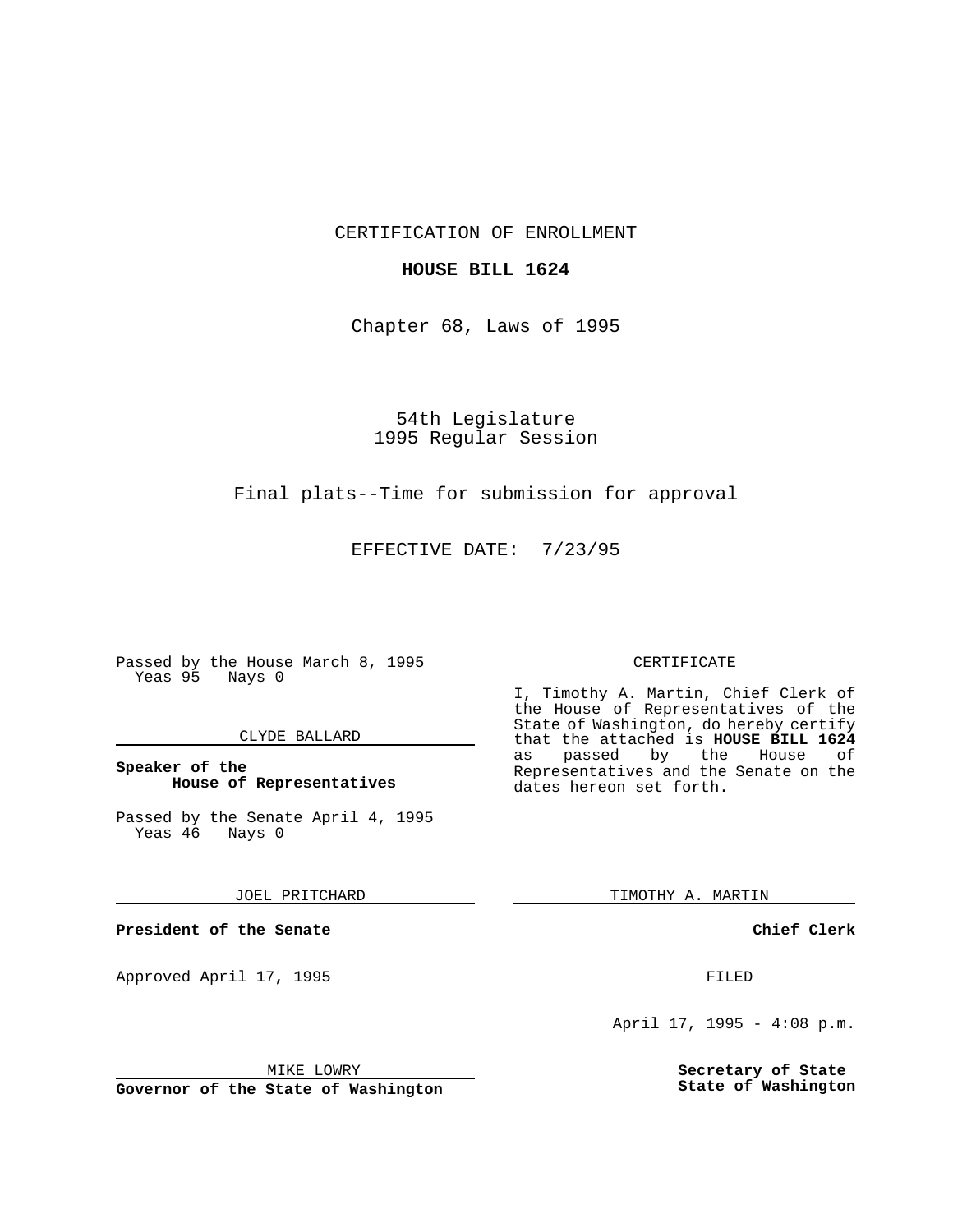CERTIFICATION OF ENROLLMENT

**HOUSE BILL 1624**

Chapter 68, Laws of 1995

54th Legislature
1995 Regular Session

Final plats--Time for submission for approval

EFFECTIVE DATE: 7/23/95

Passed by the House March 8, 1995
Yeas 95 Nays 0

CLYDE BALLARD

**Speaker of the House of Representatives**

Passed by the Senate April 4, 1995
Yeas 46 Nays 0

JOEL PRITCHARD

**President of the Senate**

Approved April 17, 1995

MIKE LOWRY

**Governor of the State of Washington**

CERTIFICATE

I, Timothy A. Martin, Chief Clerk of the House of Representatives of the State of Washington, do hereby certify that the attached is **HOUSE BILL 1624** as passed by the House of Representatives and the Senate on the dates hereon set forth.

TIMOTHY A. MARTIN

**Chief Clerk**

FILED

April 17, 1995 - 4:08 p.m.

**Secretary of State**
**State of Washington**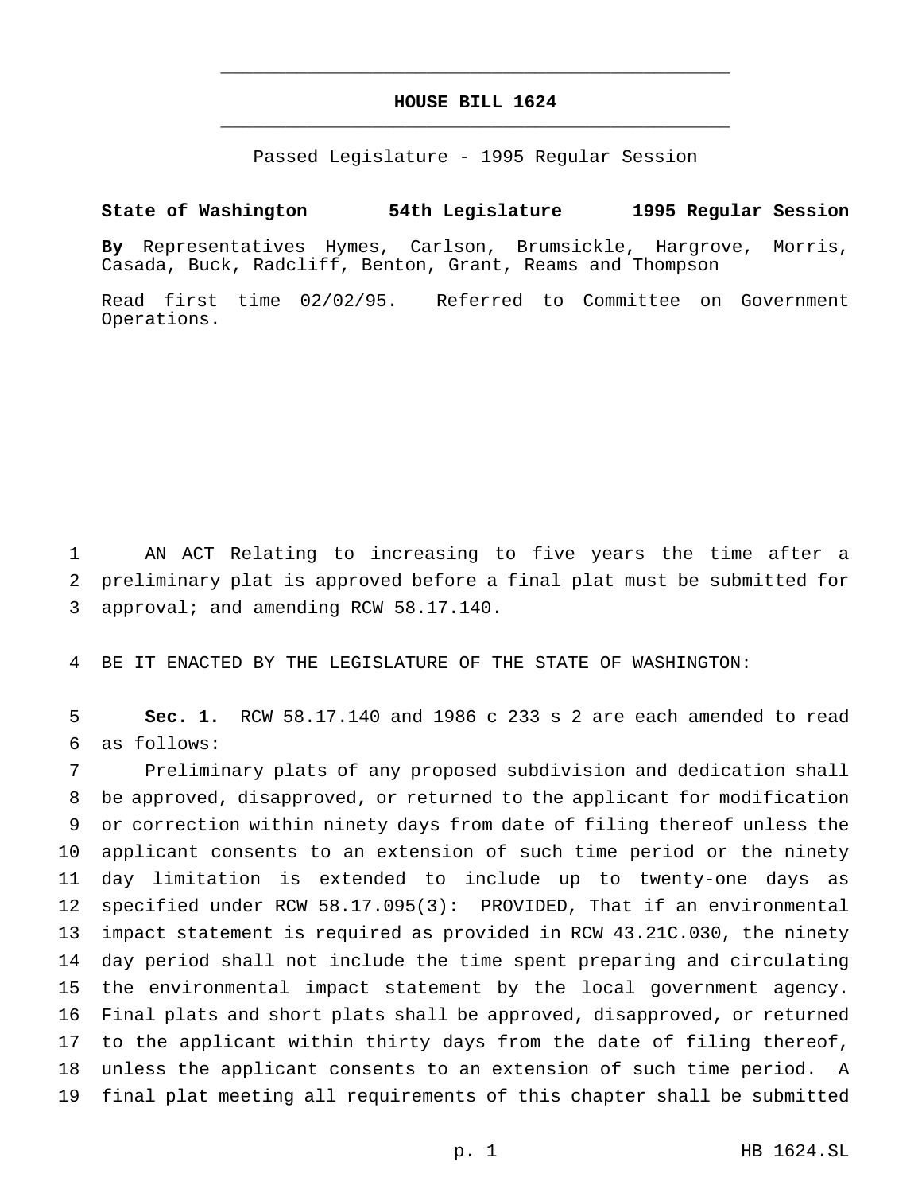# HOUSE BILL 1624

Passed Legislature - 1995 Regular Session

**State of Washington 54th Legislature 1995 Regular Session**

**By** Representatives Hymes, Carlson, Brumsickle, Hargrove, Morris, Casada, Buck, Radcliff, Benton, Grant, Reams and Thompson

Read first time 02/02/95. Referred to Committee on Government Operations.

AN ACT Relating to increasing to five years the time after a preliminary plat is approved before a final plat must be submitted for approval; and amending RCW 58.17.140.

BE IT ENACTED BY THE LEGISLATURE OF THE STATE OF WASHINGTON:

**Sec. 1.** RCW 58.17.140 and 1986 c 233 s 2 are each amended to read as follows:

Preliminary plats of any proposed subdivision and dedication shall be approved, disapproved, or returned to the applicant for modification or correction within ninety days from date of filing thereof unless the applicant consents to an extension of such time period or the ninety day limitation is extended to include up to twenty-one days as specified under RCW 58.17.095(3): PROVIDED, That if an environmental impact statement is required as provided in RCW 43.21C.030, the ninety day period shall not include the time spent preparing and circulating the environmental impact statement by the local government agency. Final plats and short plats shall be approved, disapproved, or returned to the applicant within thirty days from the date of filing thereof, unless the applicant consents to an extension of such time period. A final plat meeting all requirements of this chapter shall be submitted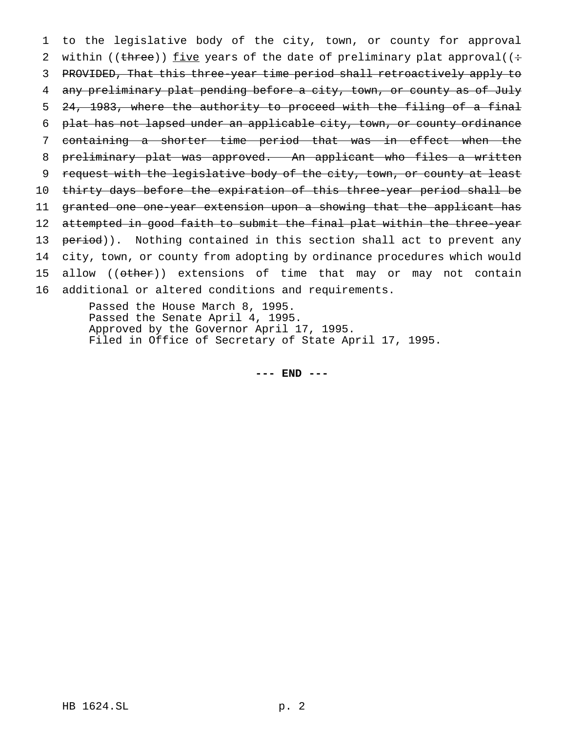to the legislative body of the city, town, or county for approval within ((~~three~~)) <u>five</u> years of the date of preliminary plat approval((~~: PROVIDED, That this three-year time period shall retroactively apply to any preliminary plat pending before a city, town, or county as of July 24, 1983, where the authority to proceed with the filing of a final plat has not lapsed under an applicable city, town, or county ordinance containing a shorter time period that was in effect when the preliminary plat was approved. An applicant who files a written request with the legislative body of the city, town, or county at least thirty days before the expiration of this three-year period shall be granted one one-year extension upon a showing that the applicant has attempted in good faith to submit the final plat within the three-year period~~)). Nothing contained in this section shall act to prevent any city, town, or county from adopting by ordinance procedures which would allow ((~~other~~)) extensions of time that may or may not contain additional or altered conditions and requirements.

Passed the House March 8, 1995.
Passed the Senate April 4, 1995.
Approved by the Governor April 17, 1995.
Filed in Office of Secretary of State April 17, 1995.

**--- END ---**